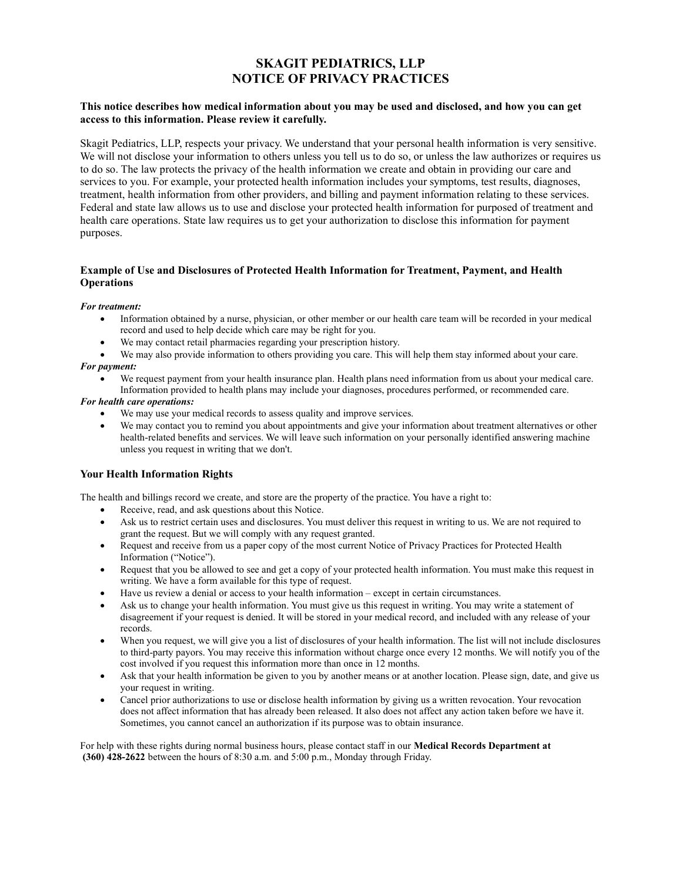# SKAGIT PEDIATRICS, LLP
# NOTICE OF PRIVACY PRACTICES

**This notice describes how medical information about you may be used and disclosed, and how you can get access to this information. Please review it carefully.**

Skagit Pediatrics, LLP, respects your privacy. We understand that your personal health information is very sensitive. We will not disclose your information to others unless you tell us to do so, or unless the law authorizes or requires us to do so. The law protects the privacy of the health information we create and obtain in providing our care and services to you. For example, your protected health information includes your symptoms, test results, diagnoses, treatment, health information from other providers, and billing and payment information relating to these services. Federal and state law allows us to use and disclose your protected health information for purposed of treatment and health care operations. State law requires us to get your authorization to disclose this information for payment purposes.

### Example of Use and Disclosures of Protected Health Information for Treatment, Payment, and Health Operations

***For treatment:***

- Information obtained by a nurse, physician, or other member or our health care team will be recorded in your medical record and used to help decide which care may be right for you.
- We may contact retail pharmacies regarding your prescription history.
- We may also provide information to others providing you care. This will help them stay informed about your care.

***For payment:***

- We request payment from your health insurance plan. Health plans need information from us about your medical care. Information provided to health plans may include your diagnoses, procedures performed, or recommended care.

***For health care operations:***

- We may use your medical records to assess quality and improve services.
- We may contact you to remind you about appointments and give your information about treatment alternatives or other health-related benefits and services. We will leave such information on your personally identified answering machine unless you request in writing that we don't.

### Your Health Information Rights

The health and billings record we create, and store are the property of the practice. You have a right to:

- Receive, read, and ask questions about this Notice.
- Ask us to restrict certain uses and disclosures. You must deliver this request in writing to us. We are not required to grant the request. But we will comply with any request granted.
- Request and receive from us a paper copy of the most current Notice of Privacy Practices for Protected Health Information ("Notice").
- Request that you be allowed to see and get a copy of your protected health information. You must make this request in writing. We have a form available for this type of request.
- Have us review a denial or access to your health information – except in certain circumstances.
- Ask us to change your health information. You must give us this request in writing. You may write a statement of disagreement if your request is denied. It will be stored in your medical record, and included with any release of your records.
- When you request, we will give you a list of disclosures of your health information. The list will not include disclosures to third-party payors. You may receive this information without charge once every 12 months. We will notify you of the cost involved if you request this information more than once in 12 months.
- Ask that your health information be given to you by another means or at another location. Please sign, date, and give us your request in writing.
- Cancel prior authorizations to use or disclose health information by giving us a written revocation. Your revocation does not affect information that has already been released. It also does not affect any action taken before we have it. Sometimes, you cannot cancel an authorization if its purpose was to obtain insurance.

For help with these rights during normal business hours, please contact staff in our **Medical Records Department at (360) 428-2622** between the hours of 8:30 a.m. and 5:00 p.m., Monday through Friday.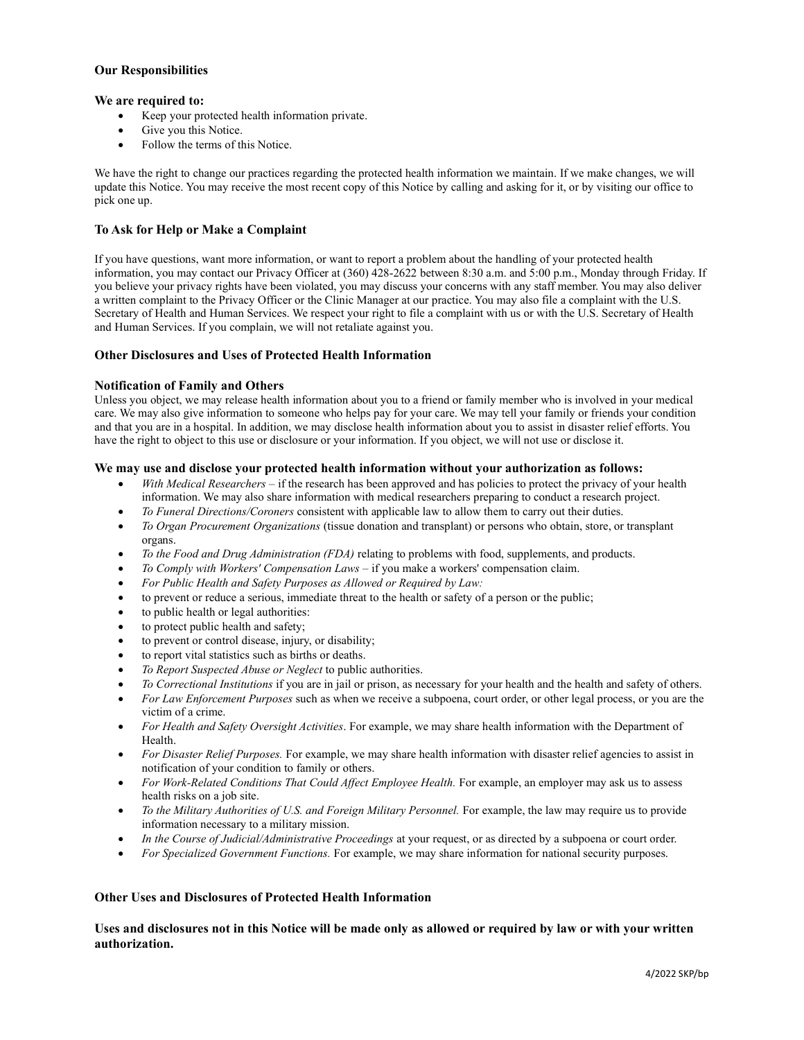### Our Responsibilities

**We are required to:**

- Keep your protected health information private.
- Give you this Notice.
- Follow the terms of this Notice.

We have the right to change our practices regarding the protected health information we maintain. If we make changes, we will update this Notice. You may receive the most recent copy of this Notice by calling and asking for it, or by visiting our office to pick one up.

### To Ask for Help or Make a Complaint

If you have questions, want more information, or want to report a problem about the handling of your protected health information, you may contact our Privacy Officer at (360) 428-2622 between 8:30 a.m. and 5:00 p.m., Monday through Friday. If you believe your privacy rights have been violated, you may discuss your concerns with any staff member. You may also deliver a written complaint to the Privacy Officer or the Clinic Manager at our practice. You may also file a complaint with the U.S. Secretary of Health and Human Services. We respect your right to file a complaint with us or with the U.S. Secretary of Health and Human Services. If you complain, we will not retaliate against you.

### Other Disclosures and Uses of Protected Health Information

**Notification of Family and Others**

Unless you object, we may release health information about you to a friend or family member who is involved in your medical care. We may also give information to someone who helps pay for your care. We may tell your family or friends your condition and that you are in a hospital. In addition, we may disclose health information about you to assist in disaster relief efforts. You have the right to object to this use or disclosure or your information. If you object, we will not use or disclose it.

**We may use and disclose your protected health information without your authorization as follows:**

- *With Medical Researchers* – if the research has been approved and has policies to protect the privacy of your health information. We may also share information with medical researchers preparing to conduct a research project.
- *To Funeral Directions/Coroners* consistent with applicable law to allow them to carry out their duties.
- *To Organ Procurement Organizations* (tissue donation and transplant) or persons who obtain, store, or transplant organs.
- *To the Food and Drug Administration (FDA)* relating to problems with food, supplements, and products.
- *To Comply with Workers' Compensation Laws* – if you make a workers' compensation claim.
- *For Public Health and Safety Purposes as Allowed or Required by Law:*
- to prevent or reduce a serious, immediate threat to the health or safety of a person or the public;
- to public health or legal authorities:
- to protect public health and safety;
- to prevent or control disease, injury, or disability;
- to report vital statistics such as births or deaths.
- *To Report Suspected Abuse or Neglect* to public authorities.
- *To Correctional Institutions* if you are in jail or prison, as necessary for your health and the health and safety of others.
- *For Law Enforcement Purposes* such as when we receive a subpoena, court order, or other legal process, or you are the victim of a crime.
- *For Health and Safety Oversight Activities*. For example, we may share health information with the Department of Health.
- *For Disaster Relief Purposes.* For example, we may share health information with disaster relief agencies to assist in notification of your condition to family or others.
- *For Work-Related Conditions That Could Affect Employee Health.* For example, an employer may ask us to assess health risks on a job site.
- *To the Military Authorities of U.S. and Foreign Military Personnel.* For example, the law may require us to provide information necessary to a military mission.
- *In the Course of Judicial/Administrative Proceedings* at your request, or as directed by a subpoena or court order.
- *For Specialized Government Functions.* For example, we may share information for national security purposes.

### Other Uses and Disclosures of Protected Health Information

**Uses and disclosures not in this Notice will be made only as allowed or required by law or with your written authorization.**

4/2022 SKP/bp